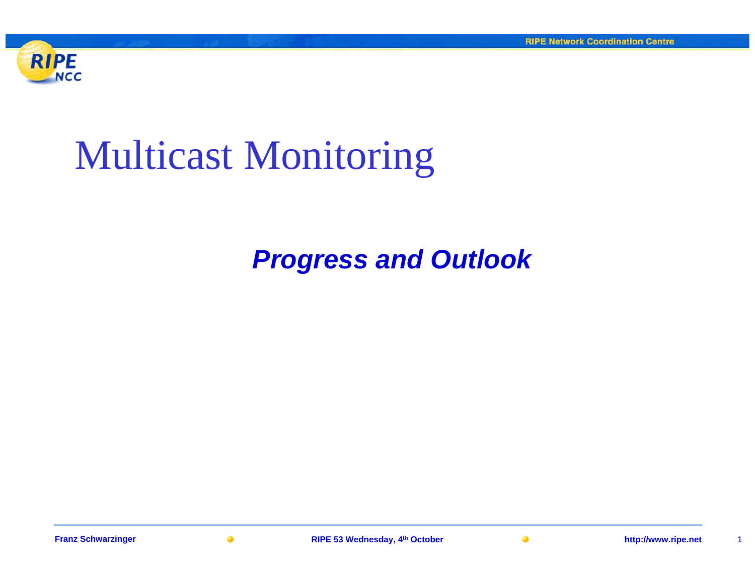# Multicast Monitoring

***Progress and Outlook***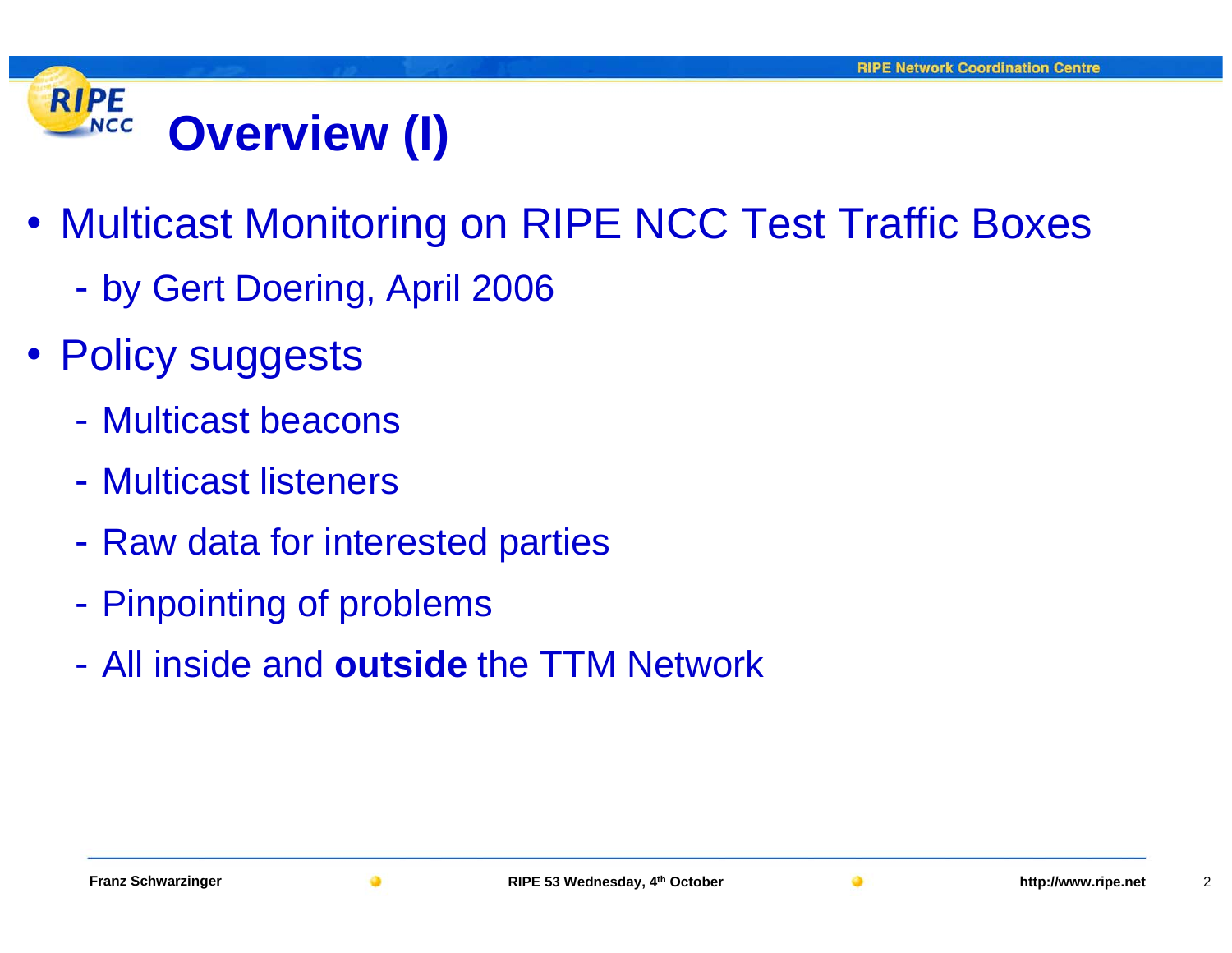# Overview (I)

- Multicast Monitoring on RIPE NCC Test Traffic Boxes
  - by Gert Doering, April 2006
- Policy suggests
  - Multicast beacons
  - Multicast listeners
  - Raw data for interested parties
  - Pinpointing of problems
  - All inside and **outside** the TTM Network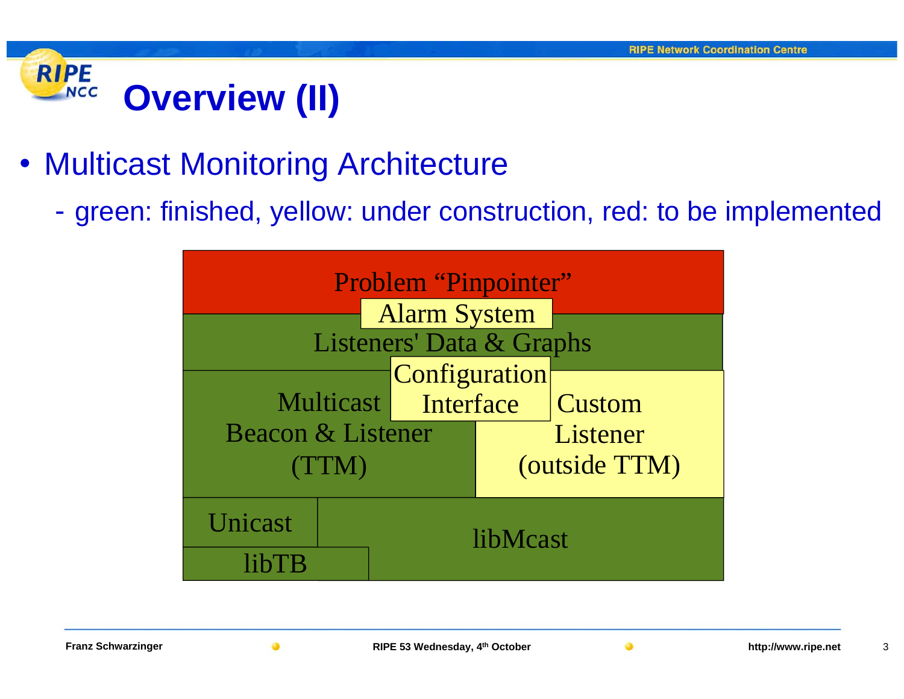# Overview (II)

- Multicast Monitoring Architecture
  - green: finished, yellow: under construction, red: to be implemented

Problem “Pinpointer”

Alarm System

Listeners' Data & Graphs

Configuration Interface

Multicast Beacon & Listener (TTM)

Custom Listener (outside TTM)

Unicast

libTB

libMcast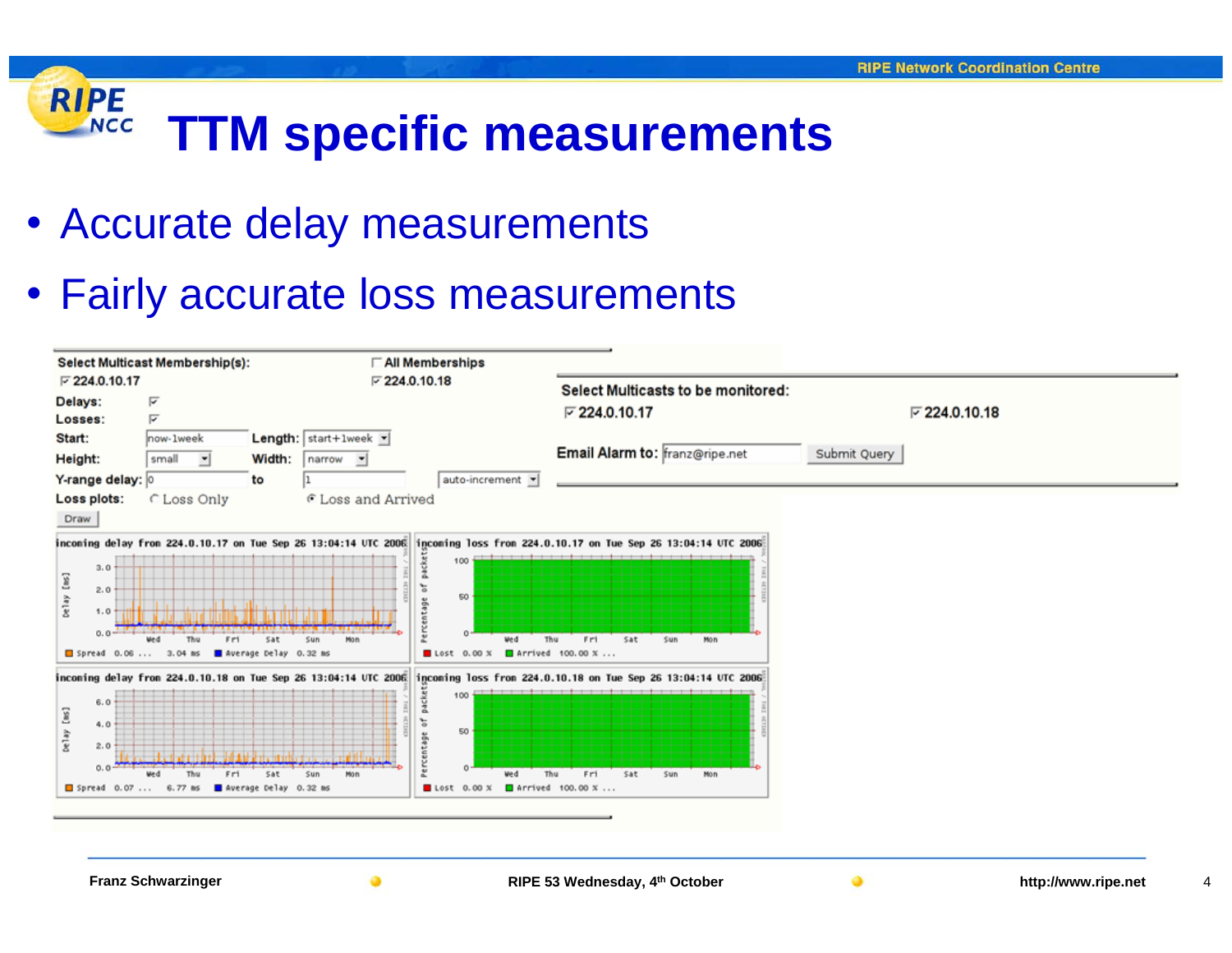# TTM specific measurements

- Accurate delay measurements
- Fairly accurate loss measurements

Select Multicast Membership(s): ☐ All Memberships

☑ 224.0.10.17 ☑ 224.0.10.18

Delays: ☑

Losses: ☑

Start: now-1week Length: start+1week

Height: small Width: narrow

Y-range delay: 0 to 1 auto-increment

Loss plots: ○ Loss Only ● Loss and Arrived

Draw

Select Multicasts to be monitored:

☑ 224.0.10.17 ☑ 224.0.10.18

Email Alarm to: franz@ripe.net Submit Query

incoming delay from 224.0.10.17 on Tue Sep 26 13:04:14 UTC 2006

Spread 0.06 ... 3.04 ms Average Delay 0.32 ms

incoming loss from 224.0.10.17 on Tue Sep 26 13:04:14 UTC 2006

Lost 0.00 % Arrived 100.00 % ...

incoming delay from 224.0.10.18 on Tue Sep 26 13:04:14 UTC 2006

Spread 0.07 ... 6.77 ms Average Delay 0.32 ms

incoming loss from 224.0.10.18 on Tue Sep 26 13:04:14 UTC 2006

Lost 0.00 % Arrived 100.00 % ...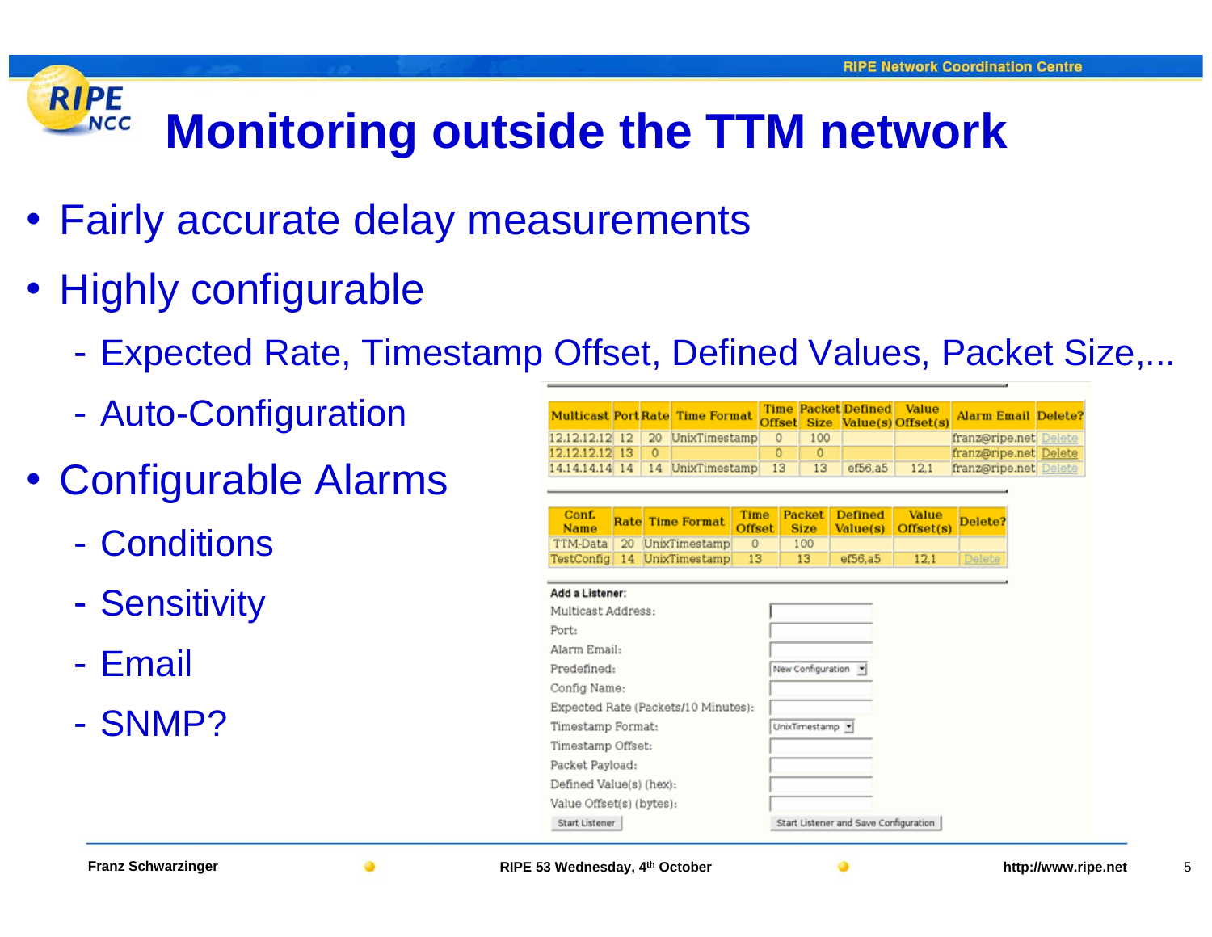# Monitoring outside the TTM network

- Fairly accurate delay measurements
- Highly configurable
  - Expected Rate, Timestamp Offset, Defined Values, Packet Size,...
  - Auto-Configuration
- Configurable Alarms
  - Conditions
  - Sensitivity
  - Email
  - SNMP?

| Multicast | Port | Rate | Time Format | Time Offset | Packet Size | Defined Value(s) | Value Offset(s) | Alarm Email | Delete? |
|---|---|---|---|---|---|---|---|---|---|
| 12.12.12.12 | 12 | 20 | UnixTimestamp | 0 | 100 | | | franz@ripe.net | Delete |
| 12.12.12.12 | 13 | 0 | | 0 | 0 | | | franz@ripe.net | Delete |
| 14.14.14.14 | 14 | 14 | UnixTimestamp | 13 | 13 | ef56,a5 | 12,1 | franz@ripe.net | Delete |

| Conf. Name | Rate | Time Format | Time Offset | Packet Size | Defined Value(s) | Value Offset(s) | Delete? |
|---|---|---|---|---|---|---|---|
| TTM-Data | 20 | UnixTimestamp | 0 | 100 | | | |
| TestConfig | 14 | UnixTimestamp | 13 | 13 | ef56,a5 | 12,1 | Delete |

**Add a Listener:**

Multicast Address:
Port:
Alarm Email:
Predefined: New Configuration
Config Name:
Expected Rate (Packets/10 Minutes):
Timestamp Format: UnixTimestamp
Timestamp Offset:
Packet Payload:
Defined Value(s) (hex):
Value Offset(s) (bytes):

Start Listener | Start Listener and Save Configuration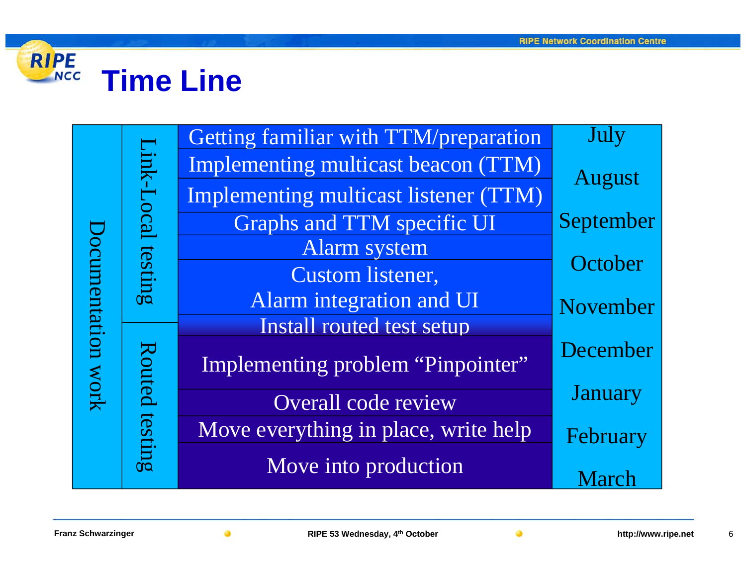# Time Line

| Documentation work | Phase | Task | Month |
|---|---|---|---|
| Documentation work | Link-Local testing | Getting familiar with TTM/preparation | July |
| | | Implementing multicast beacon (TTM) | August |
| | | Implementing multicast listener (TTM) | |
| | | Graphs and TTM specific UI | September |
| | | Alarm system | October |
| | | Custom listener, Alarm integration and UI | November |
| | Routed testing | Install routed test setup | |
| | | Implementing problem “Pinpointer” | December |
| | | Overall code review | January |
| | | Move everything in place, write help | February |
| | | Move into production | March |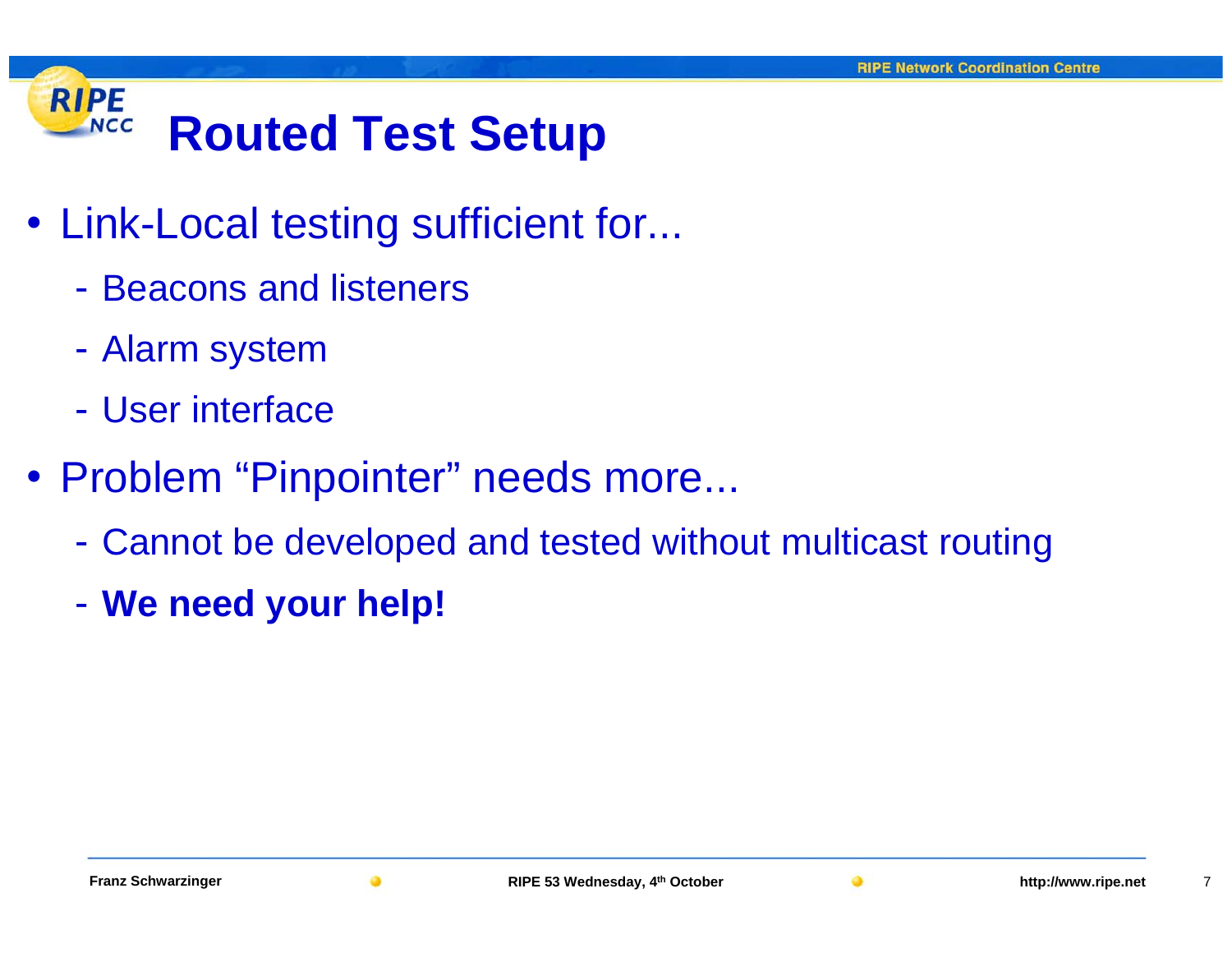# Routed Test Setup

- Link-Local testing sufficient for...
  - Beacons and listeners
  - Alarm system
  - User interface
- Problem “Pinpointer” needs more...
  - Cannot be developed and tested without multicast routing
  - **We need your help!**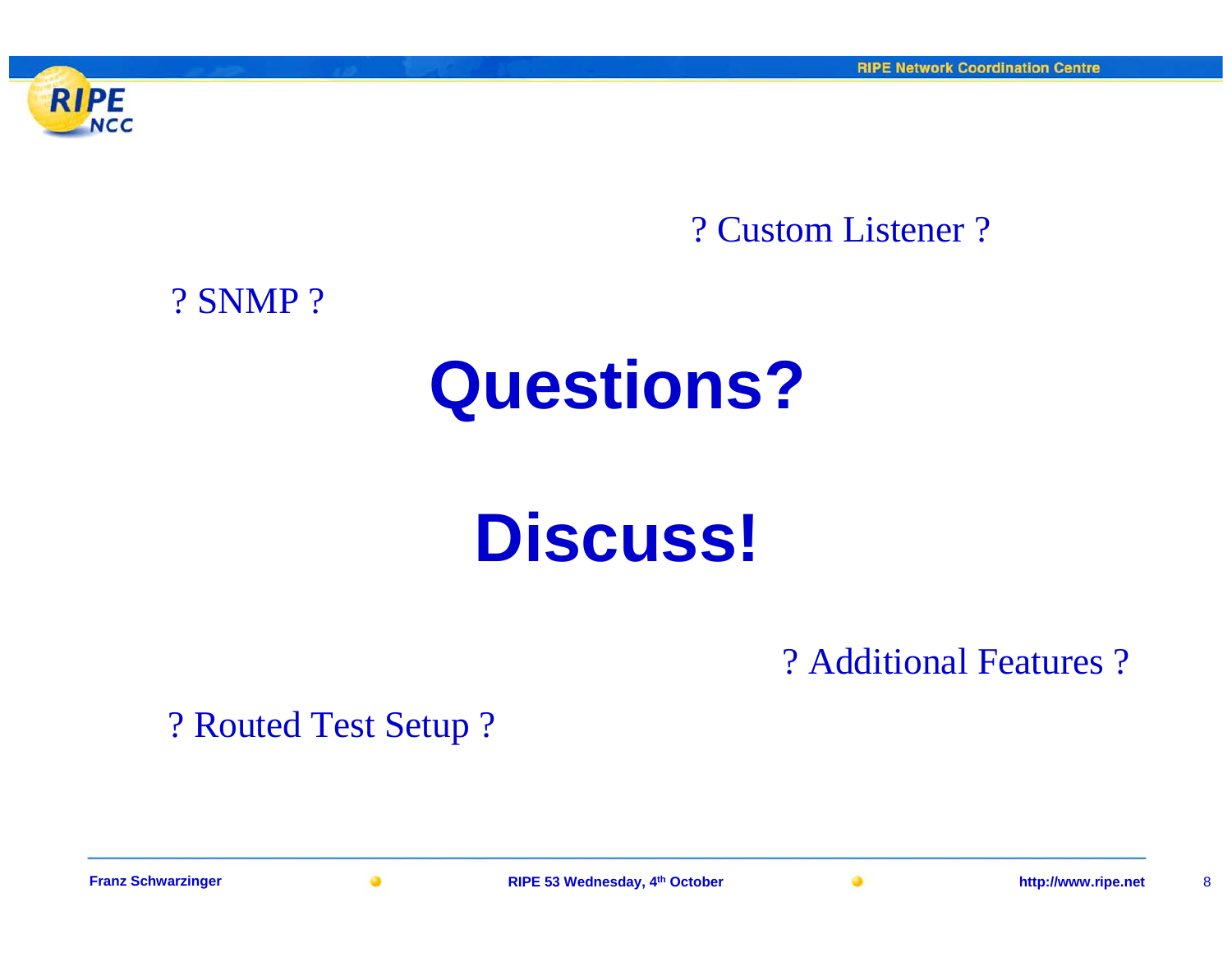? Custom Listener ?

? SNMP ?

# Questions?

# Discuss!

? Additional Features ?

? Routed Test Setup ?